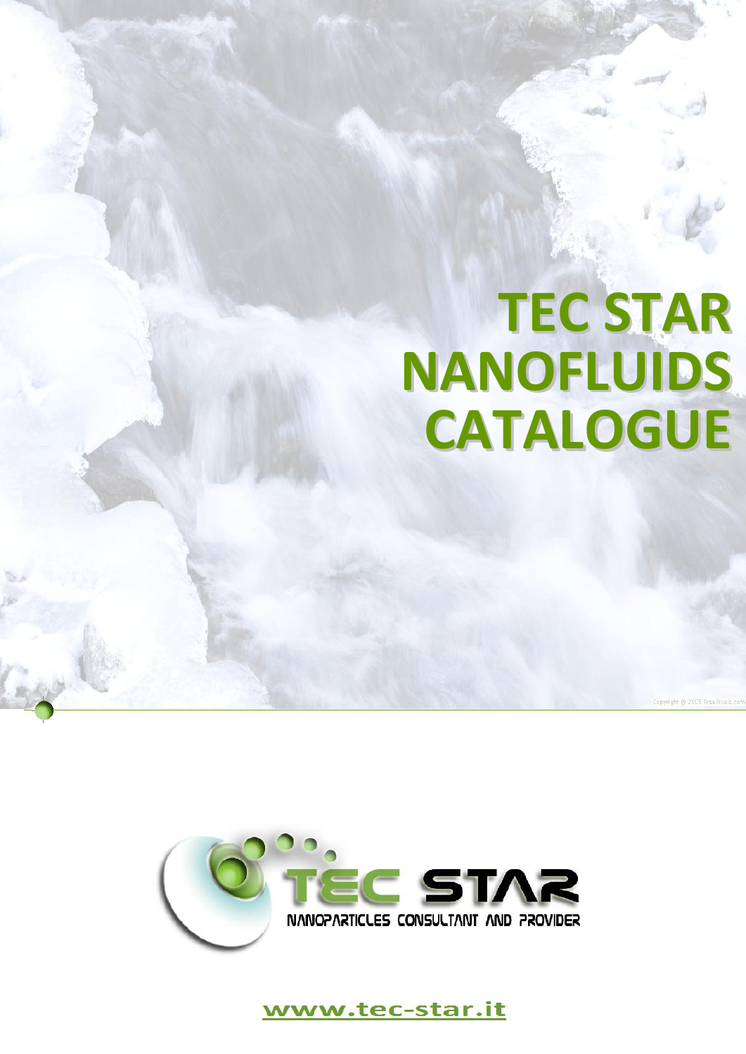# TEC STAR NANOFLUIDS CATALOGUE

TEC STAR

NANOPARTICLES CONSULTANT AND PROVIDER

www.tec-star.it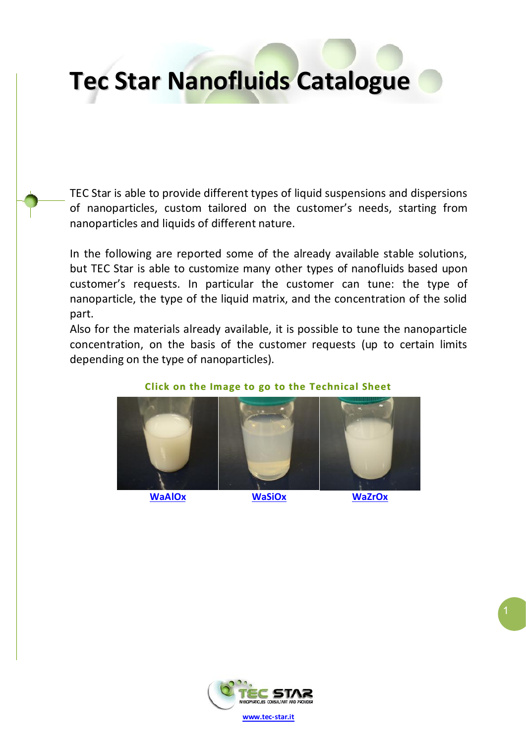# Tec Star Nanofluids Catalogue

TEC Star is able to provide different types of liquid suspensions and dispersions of nanoparticles, custom tailored on the customer's needs, starting from nanoparticles and liquids of different nature.

In the following are reported some of the already available stable solutions, but TEC Star is able to customize many other types of nanofluids based upon customer's requests. In particular the customer can tune: the type of nanoparticle, the type of the liquid matrix, and the concentration of the solid part.

Also for the materials already available, it is possible to tune the nanoparticle concentration, on the basis of the customer requests (up to certain limits depending on the type of nanoparticles).

**Click on the Image to go to the Technical Sheet**

**WaAlOx** **WaSiOx** **WaZrOx**

www.tec-star.it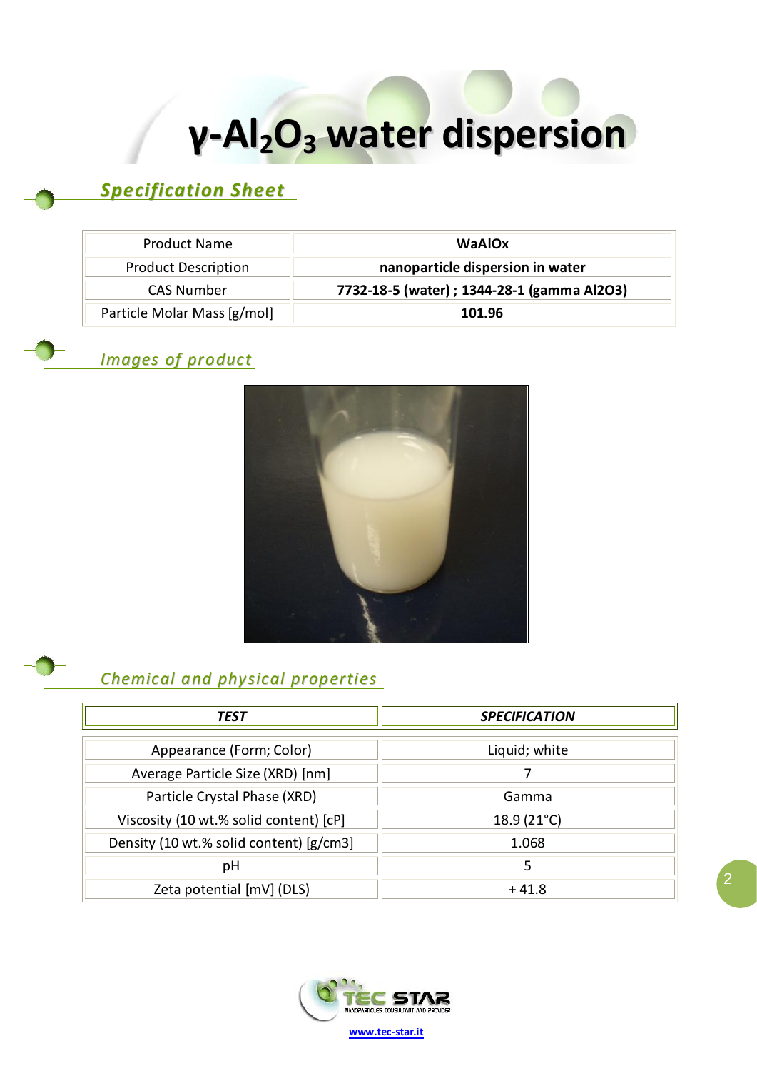# $\gamma$-$Al_2O_3$ water dispersion

## *Specification Sheet*

| Product Name | **WaAlOx** |
|---|---|
| Product Description | **nanoparticle dispersion in water** |
| CAS Number | **7732-18-5 (water) ; 1344-28-1 (gamma Al2O3)** |
| Particle Molar Mass [g/mol] | **101.96** |

## *Images of product*

## *Chemical and physical properties*

| ***TEST*** | ***SPECIFICATION*** |
|---|---|
| Appearance (Form; Color) | Liquid; white |
| Average Particle Size (XRD) [nm] | 7 |
| Particle Crystal Phase (XRD) | Gamma |
| Viscosity (10 wt.% solid content) [cP] | 18.9 (21°C) |
| Density (10 wt.% solid content) [g/cm3] | 1.068 |
| pH | 5 |
| Zeta potential [mV] (DLS) | + 41.8 |

TEC STAR
NANOPARTICLES CONSULTANT AND PROVIDER

www.tec-star.it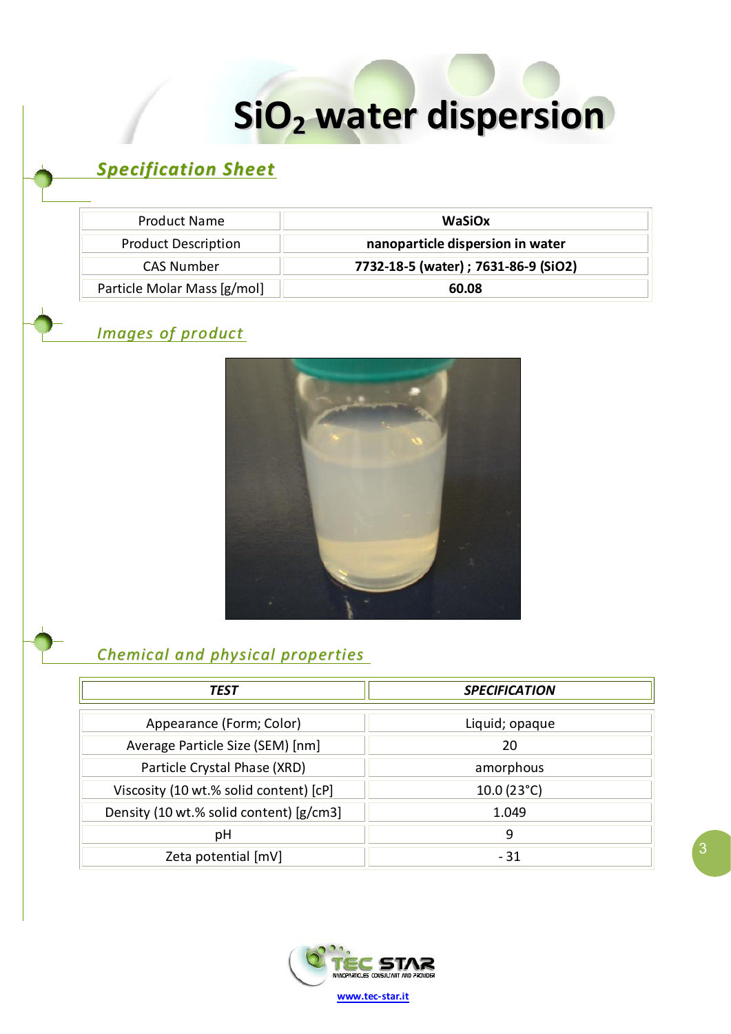# $SiO_2$ water dispersion

## Specification Sheet

| Product Name | WaSiOx |
|---|---|
| Product Description | **nanoparticle dispersion in water** |
| CAS Number | **7732-18-5 (water) ; 7631-86-9 (SiO2)** |
| Particle Molar Mass [g/mol] | **60.08** |

## Images of product

## Chemical and physical properties

| *TEST* | *SPECIFICATION* |
|---|---|
| Appearance (Form; Color) | Liquid; opaque |
| Average Particle Size (SEM) [nm] | 20 |
| Particle Crystal Phase (XRD) | amorphous |
| Viscosity (10 wt.% solid content) [cP] | 10.0 (23°C) |
| Density (10 wt.% solid content) [g/cm3] | 1.049 |
| pH | 9 |
| Zeta potential [mV] | - 31 |

TEC STAR NANOPARTICLES CONSULTANT AND PROVIDER

www.tec-star.it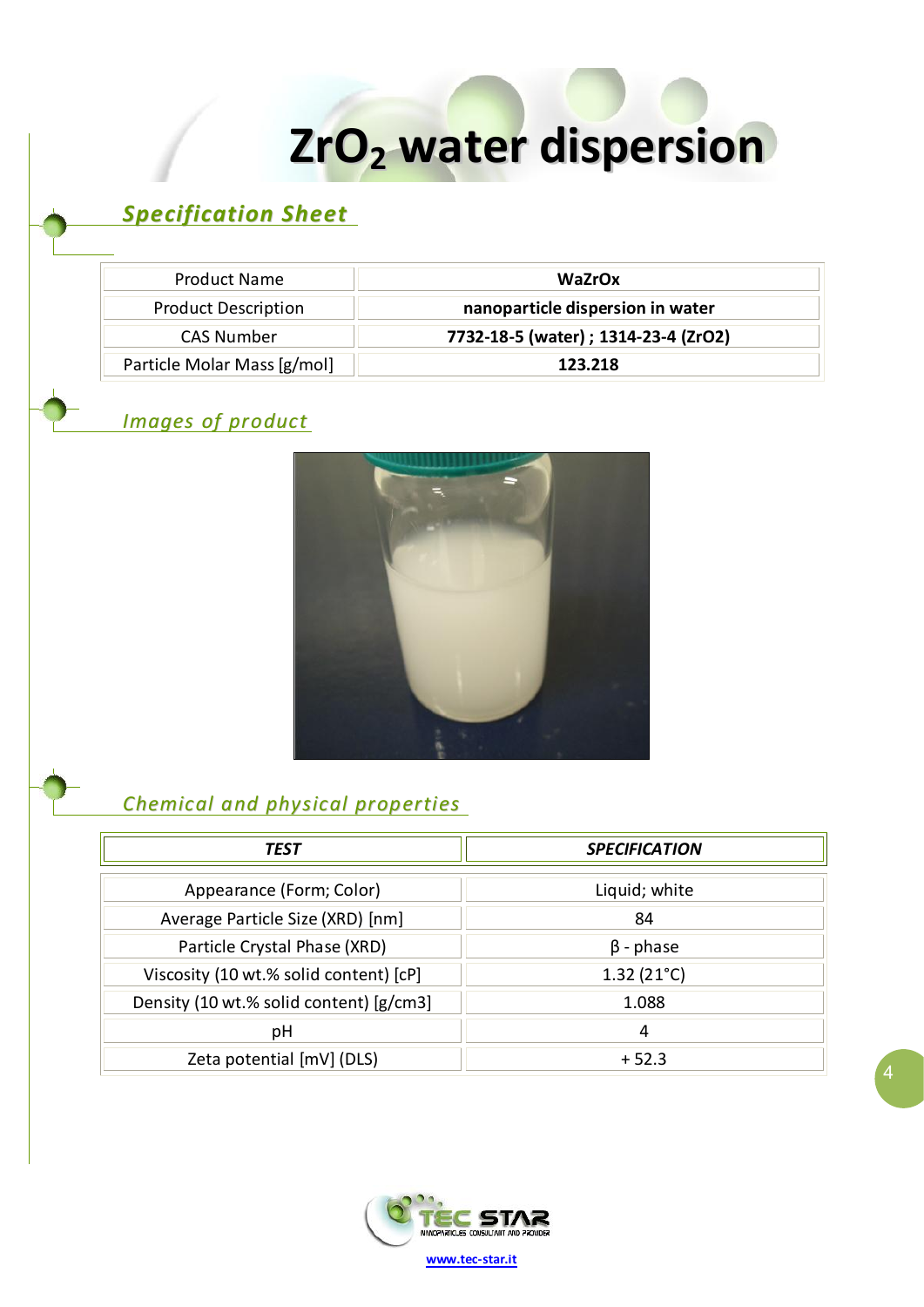# $ZrO_2$ water dispersion

## Specification Sheet

| | |
|---|---|
| Product Name | **WaZrOx** |
| Product Description | **nanoparticle dispersion in water** |
| CAS Number | **7732-18-5 (water) ; 1314-23-4 (ZrO2)** |
| Particle Molar Mass [g/mol] | **123.218** |

## Images of product

## Chemical and physical properties

| ***TEST*** | ***SPECIFICATION*** |
|---|---|
| Appearance (Form; Color) | Liquid; white |
| Average Particle Size (XRD) [nm] | 84 |
| Particle Crystal Phase (XRD) | β - phase |
| Viscosity (10 wt.% solid content) [cP] | 1.32 (21°C) |
| Density (10 wt.% solid content) [g/cm3] | 1.088 |
| pH | 4 |
| Zeta potential [mV] (DLS) | + 52.3 |

TEC STAR
NANOPARTICLES CONSULTANT AND PROVIDER

www.tec-star.it